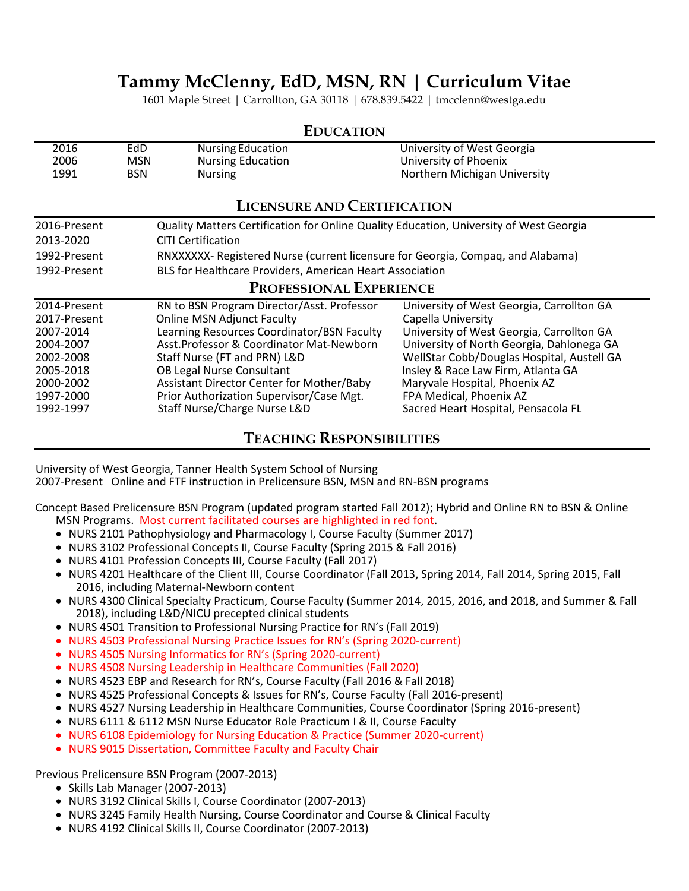# Tammy McClenny, EdD, MSN, RN | Curriculum Vitae

1601 Maple Street | Carrollton, GA 30118 | 678.839.5422 | tmcclenn@westga.edu

## Education

| | | | |
|---|---|---|---|
| 2016 | EdD | Nursing Education | University of West Georgia |
| 2006 | MSN | Nursing Education | University of Phoenix |
| 1991 | BSN | Nursing | Northern Michigan University |

## Licensure and Certification

| | |
|---|---|
| 2016-Present | Quality Matters Certification for Online Quality Education, University of West Georgia |
| 2013-2020 | CITI Certification |
| 1992-Present | RNXXXXXX- Registered Nurse (current licensure for Georgia, Compaq, and Alabama) |
| 1992-Present | BLS for Healthcare Providers, American Heart Association |

## Professional Experience

| | | |
|---|---|---|
| 2014-Present | RN to BSN Program Director/Asst. Professor | University of West Georgia, Carrollton GA |
| 2017-Present | Online MSN Adjunct Faculty | Capella University |
| 2007-2014 | Learning Resources Coordinator/BSN Faculty | University of West Georgia, Carrollton GA |
| 2004-2007 | Asst.Professor & Coordinator Mat-Newborn | University of North Georgia, Dahlonega GA |
| 2002-2008 | Staff Nurse (FT and PRN) L&D | WellStar Cobb/Douglas Hospital, Austell GA |
| 2005-2018 | OB Legal Nurse Consultant | Insley & Race Law Firm, Atlanta GA |
| 2000-2002 | Assistant Director Center for Mother/Baby | Maryvale Hospital, Phoenix AZ |
| 1997-2000 | Prior Authorization Supervisor/Case Mgt. | FPA Medical, Phoenix AZ |
| 1992-1997 | Staff Nurse/Charge Nurse L&D | Sacred Heart Hospital, Pensacola FL |

## Teaching Responsibilities

University of West Georgia, Tanner Health System School of Nursing
2007-Present Online and FTF instruction in Prelicensure BSN, MSN and RN-BSN programs

Concept Based Prelicensure BSN Program (updated program started Fall 2012); Hybrid and Online RN to BSN & Online MSN Programs. Most current facilitated courses are highlighted in red font.

- NURS 2101 Pathophysiology and Pharmacology I, Course Faculty (Summer 2017)
- NURS 3102 Professional Concepts II, Course Faculty (Spring 2015 & Fall 2016)
- NURS 4101 Profession Concepts III, Course Faculty (Fall 2017)
- NURS 4201 Healthcare of the Client III, Course Coordinator (Fall 2013, Spring 2014, Fall 2014, Spring 2015, Fall 2016, including Maternal-Newborn content
- NURS 4300 Clinical Specialty Practicum, Course Faculty (Summer 2014, 2015, 2016, and 2018, and Summer & Fall 2018), including L&D/NICU precepted clinical students
- NURS 4501 Transition to Professional Nursing Practice for RN's (Fall 2019)
- NURS 4503 Professional Nursing Practice Issues for RN's (Spring 2020-current)
- NURS 4505 Nursing Informatics for RN's (Spring 2020-current)
- NURS 4508 Nursing Leadership in Healthcare Communities (Fall 2020)
- NURS 4523 EBP and Research for RN's, Course Faculty (Fall 2016 & Fall 2018)
- NURS 4525 Professional Concepts & Issues for RN's, Course Faculty (Fall 2016-present)
- NURS 4527 Nursing Leadership in Healthcare Communities, Course Coordinator (Spring 2016-present)
- NURS 6111 & 6112 MSN Nurse Educator Role Practicum I & II, Course Faculty
- NURS 6108 Epidemiology for Nursing Education & Practice (Summer 2020-current)
- NURS 9015 Dissertation, Committee Faculty and Faculty Chair

Previous Prelicensure BSN Program (2007-2013)

- Skills Lab Manager (2007-2013)
- NURS 3192 Clinical Skills I, Course Coordinator (2007-2013)
- NURS 3245 Family Health Nursing, Course Coordinator and Course & Clinical Faculty
- NURS 4192 Clinical Skills II, Course Coordinator (2007-2013)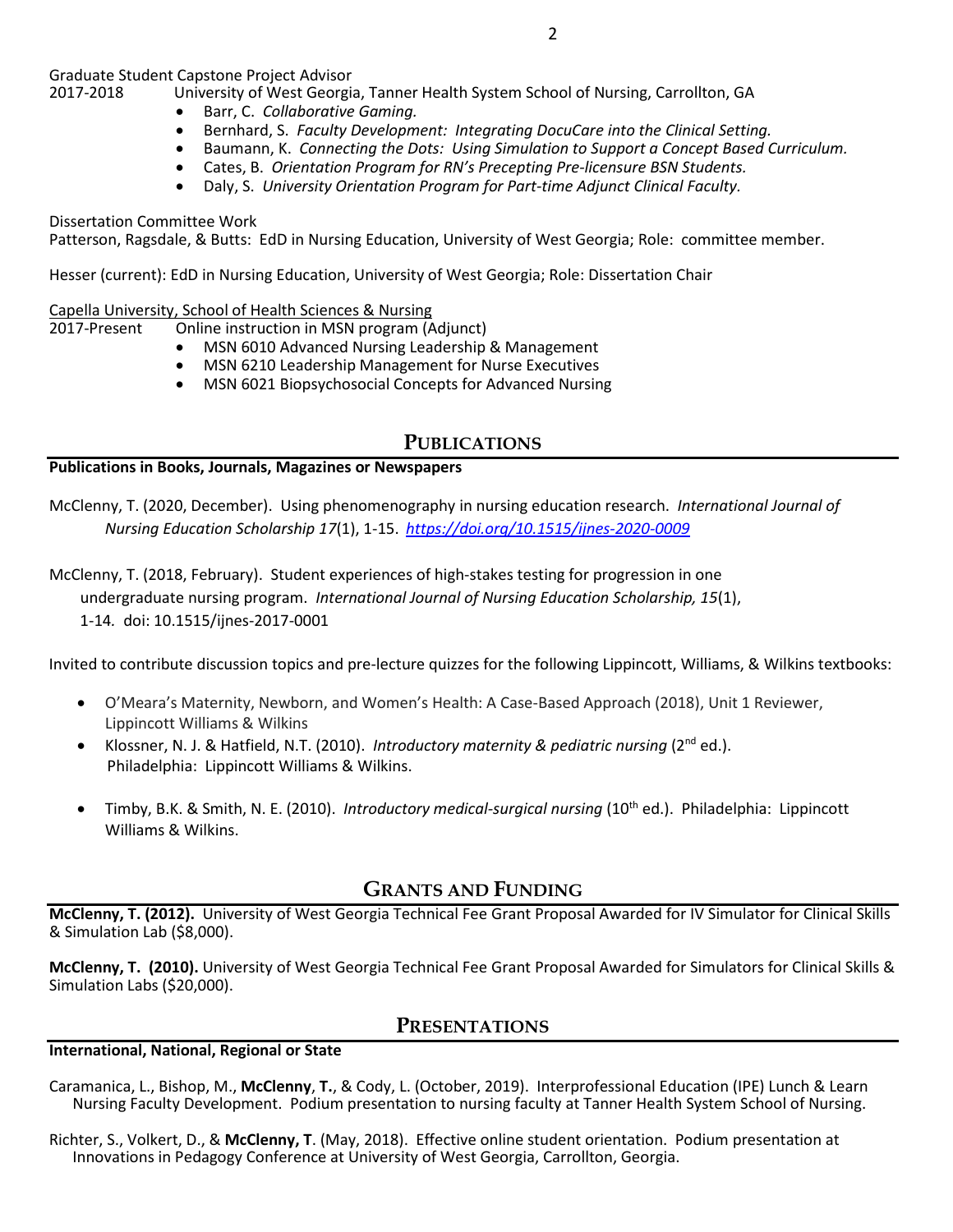Graduate Student Capstone Project Advisor

2017-2018 University of West Georgia, Tanner Health System School of Nursing, Carrollton, GA

- Barr, C. *Collaborative Gaming.*
- Bernhard, S. *Faculty Development: Integrating DocuCare into the Clinical Setting.*
- Baumann, K. *Connecting the Dots: Using Simulation to Support a Concept Based Curriculum.*
- Cates, B. *Orientation Program for RN's Precepting Pre-licensure BSN Students.*
- Daly, S. *University Orientation Program for Part-time Adjunct Clinical Faculty.*

Dissertation Committee Work

Patterson, Ragsdale, & Butts: EdD in Nursing Education, University of West Georgia; Role: committee member.

Hesser (current): EdD in Nursing Education, University of West Georgia; Role: Dissertation Chair

Capella University, School of Health Sciences & Nursing

2017-Present Online instruction in MSN program (Adjunct)

- MSN 6010 Advanced Nursing Leadership & Management
- MSN 6210 Leadership Management for Nurse Executives
- MSN 6021 Biopsychosocial Concepts for Advanced Nursing

## PUBLICATIONS

**Publications in Books, Journals, Magazines or Newspapers**

McClenny, T. (2020, December). Using phenomenography in nursing education research. *International Journal of Nursing Education Scholarship 17*(1), 1-15. *https://doi.org/10.1515/ijnes-2020-0009*

McClenny, T. (2018, February). Student experiences of high-stakes testing for progression in one undergraduate nursing program. *International Journal of Nursing Education Scholarship, 15*(1), 1-14. doi: 10.1515/ijnes-2017-0001

Invited to contribute discussion topics and pre-lecture quizzes for the following Lippincott, Williams, & Wilkins textbooks:

- O'Meara's Maternity, Newborn, and Women's Health: A Case-Based Approach (2018), Unit 1 Reviewer, Lippincott Williams & Wilkins
- Klossner, N. J. & Hatfield, N.T. (2010). *Introductory maternity & pediatric nursing* (2nd ed.). Philadelphia: Lippincott Williams & Wilkins.
- Timby, B.K. & Smith, N. E. (2010). *Introductory medical-surgical nursing* (10th ed.). Philadelphia: Lippincott Williams & Wilkins.

## GRANTS AND FUNDING

**McClenny, T. (2012).** University of West Georgia Technical Fee Grant Proposal Awarded for IV Simulator for Clinical Skills & Simulation Lab ($8,000).

**McClenny, T. (2010).** University of West Georgia Technical Fee Grant Proposal Awarded for Simulators for Clinical Skills & Simulation Labs ($20,000).

## PRESENTATIONS

**International, National, Regional or State**

Caramanica, L., Bishop, M., **McClenny**, **T.**, & Cody, L. (October, 2019). Interprofessional Education (IPE) Lunch & Learn Nursing Faculty Development. Podium presentation to nursing faculty at Tanner Health System School of Nursing.

Richter, S., Volkert, D., & **McClenny, T**. (May, 2018). Effective online student orientation. Podium presentation at Innovations in Pedagogy Conference at University of West Georgia, Carrollton, Georgia.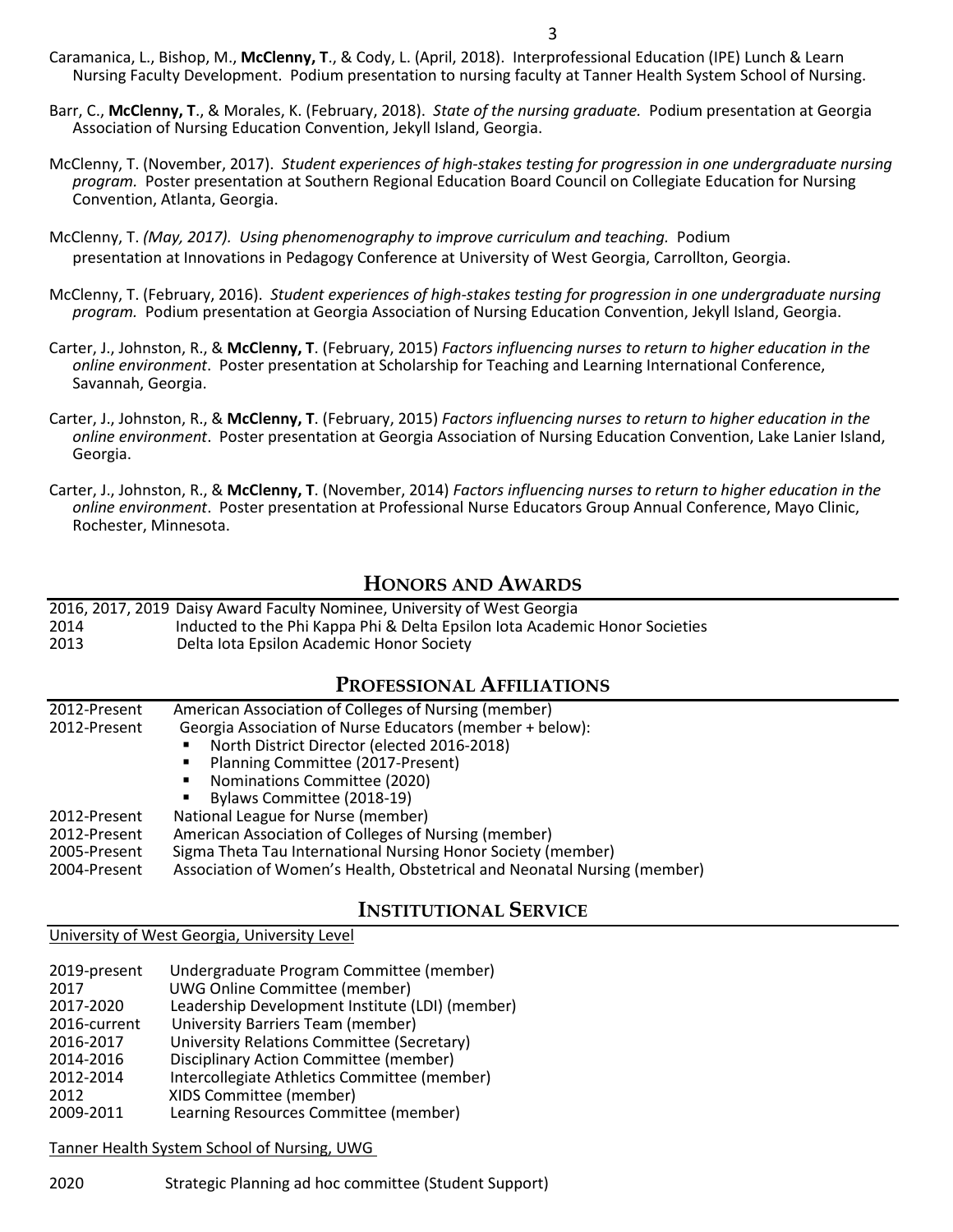Caramanica, L., Bishop, M., **McClenny, T**., & Cody, L. (April, 2018). Interprofessional Education (IPE) Lunch & Learn Nursing Faculty Development. Podium presentation to nursing faculty at Tanner Health System School of Nursing.

Barr, C., **McClenny, T**., & Morales, K. (February, 2018). *State of the nursing graduate.* Podium presentation at Georgia Association of Nursing Education Convention, Jekyll Island, Georgia.

McClenny, T. (November, 2017). *Student experiences of high-stakes testing for progression in one undergraduate nursing program.* Poster presentation at Southern Regional Education Board Council on Collegiate Education for Nursing Convention, Atlanta, Georgia.

McClenny, T. *(May, 2017). Using phenomenography to improve curriculum and teaching.* Podium presentation at Innovations in Pedagogy Conference at University of West Georgia, Carrollton, Georgia.

McClenny, T. (February, 2016). *Student experiences of high-stakes testing for progression in one undergraduate nursing program.* Podium presentation at Georgia Association of Nursing Education Convention, Jekyll Island, Georgia.

Carter, J., Johnston, R., & **McClenny, T**. (February, 2015) *Factors influencing nurses to return to higher education in the online environment*. Poster presentation at Scholarship for Teaching and Learning International Conference, Savannah, Georgia.

Carter, J., Johnston, R., & **McClenny, T**. (February, 2015) *Factors influencing nurses to return to higher education in the online environment*. Poster presentation at Georgia Association of Nursing Education Convention, Lake Lanier Island, Georgia.

Carter, J., Johnston, R., & **McClenny, T**. (November, 2014) *Factors influencing nurses to return to higher education in the online environment*. Poster presentation at Professional Nurse Educators Group Annual Conference, Mayo Clinic, Rochester, Minnesota.

## Honors and Awards

2016, 2017, 2019 Daisy Award Faculty Nominee, University of West Georgia
2014 Inducted to the Phi Kappa Phi & Delta Epsilon Iota Academic Honor Societies
2013 Delta Iota Epsilon Academic Honor Society

## Professional Affiliations

2012-Present American Association of Colleges of Nursing (member)
2012-Present Georgia Association of Nurse Educators (member + below):

- North District Director (elected 2016-2018)
- Planning Committee (2017-Present)
- Nominations Committee (2020)
- Bylaws Committee (2018-19)

2012-Present National League for Nurse (member)
2012-Present American Association of Colleges of Nursing (member)
2005-Present Sigma Theta Tau International Nursing Honor Society (member)
2004-Present Association of Women's Health, Obstetrical and Neonatal Nursing (member)

## Institutional Service

University of West Georgia, University Level

2019-present Undergraduate Program Committee (member)
2017 UWG Online Committee (member)
2017-2020 Leadership Development Institute (LDI) (member)
2016-current University Barriers Team (member)
2016-2017 University Relations Committee (Secretary)
2014-2016 Disciplinary Action Committee (member)
2012-2014 Intercollegiate Athletics Committee (member)
2012 XIDS Committee (member)
2009-2011 Learning Resources Committee (member)

Tanner Health System School of Nursing, UWG

2020 Strategic Planning ad hoc committee (Student Support)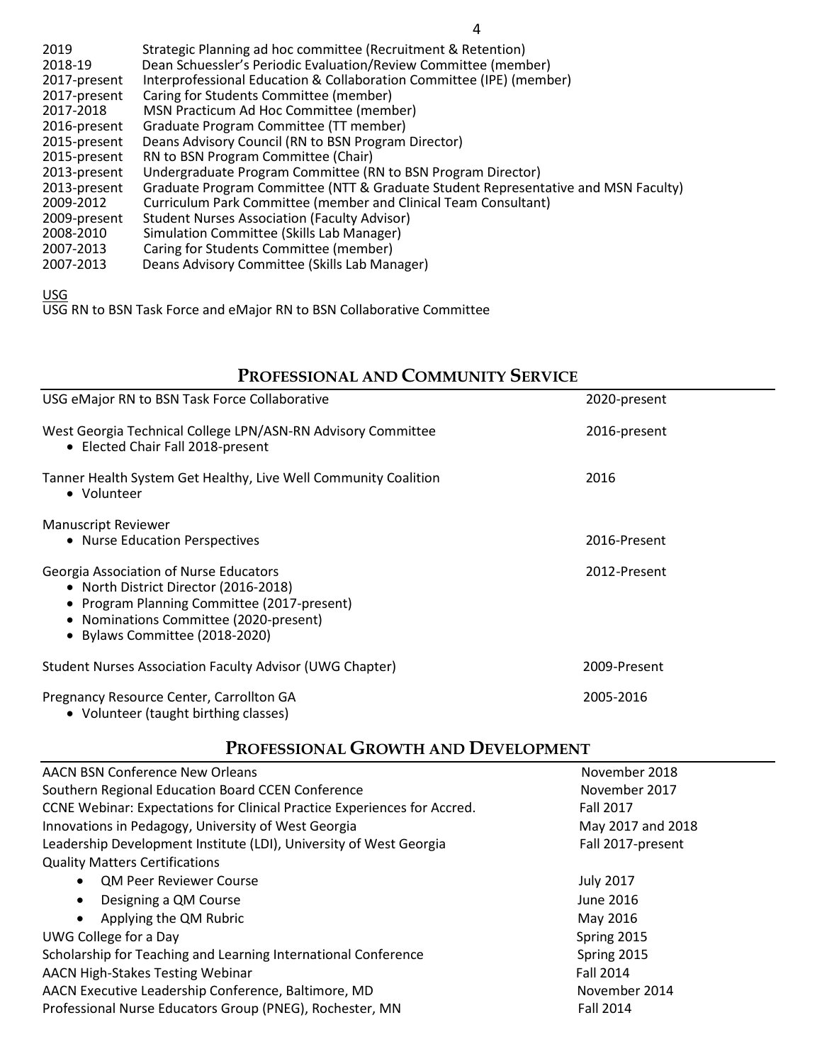| | |
|---|---|
| 2019 | Strategic Planning ad hoc committee (Recruitment & Retention) |
| 2018-19 | Dean Schuessler's Periodic Evaluation/Review Committee (member) |
| 2017-present | Interprofessional Education & Collaboration Committee (IPE) (member) |
| 2017-present | Caring for Students Committee (member) |
| 2017-2018 | MSN Practicum Ad Hoc Committee (member) |
| 2016-present | Graduate Program Committee (TT member) |
| 2015-present | Deans Advisory Council (RN to BSN Program Director) |
| 2015-present | RN to BSN Program Committee (Chair) |
| 2013-present | Undergraduate Program Committee (RN to BSN Program Director) |
| 2013-present | Graduate Program Committee (NTT & Graduate Student Representative and MSN Faculty) |
| 2009-2012 | Curriculum Park Committee (member and Clinical Team Consultant) |
| 2009-present | Student Nurses Association (Faculty Advisor) |
| 2008-2010 | Simulation Committee (Skills Lab Manager) |
| 2007-2013 | Caring for Students Committee (member) |
| 2007-2013 | Deans Advisory Committee (Skills Lab Manager) |

USG

USG RN to BSN Task Force and eMajor RN to BSN Collaborative Committee

## Professional and Community Service

USG eMajor RN to BSN Task Force Collaborative — 2020-present

West Georgia Technical College LPN/ASN-RN Advisory Committee — 2016-present
- Elected Chair Fall 2018-present

Tanner Health System Get Healthy, Live Well Community Coalition — 2016
- Volunteer

Manuscript Reviewer
- Nurse Education Perspectives — 2016-Present

Georgia Association of Nurse Educators — 2012-Present
- North District Director (2016-2018)
- Program Planning Committee (2017-present)
- Nominations Committee (2020-present)
- Bylaws Committee (2018-2020)

Student Nurses Association Faculty Advisor (UWG Chapter) — 2009-Present

Pregnancy Resource Center, Carrollton GA — 2005-2016
- Volunteer (taught birthing classes)

## Professional Growth and Development

| | |
|---|---|
| AACN BSN Conference New Orleans | November 2018 |
| Southern Regional Education Board CCEN Conference | November 2017 |
| CCNE Webinar: Expectations for Clinical Practice Experiences for Accred. | Fall 2017 |
| Innovations in Pedagogy, University of West Georgia | May 2017 and 2018 |
| Leadership Development Institute (LDI), University of West Georgia | Fall 2017-present |
| Quality Matters Certifications | |
| • QM Peer Reviewer Course | July 2017 |
| • Designing a QM Course | June 2016 |
| • Applying the QM Rubric | May 2016 |
| UWG College for a Day | Spring 2015 |
| Scholarship for Teaching and Learning International Conference | Spring 2015 |
| AACN High-Stakes Testing Webinar | Fall 2014 |
| AACN Executive Leadership Conference, Baltimore, MD | November 2014 |
| Professional Nurse Educators Group (PNEG), Rochester, MN | Fall 2014 |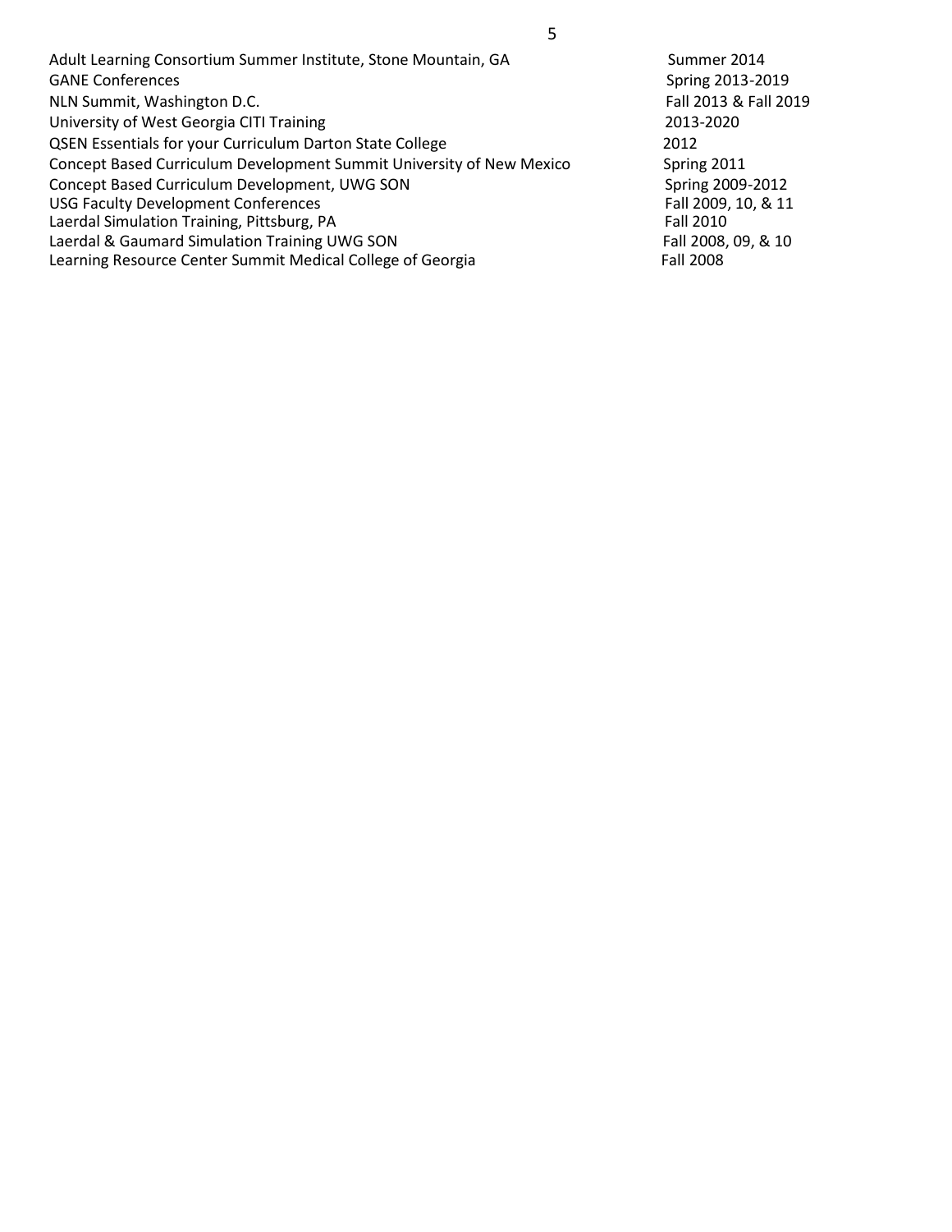| | |
|---|---|
| Adult Learning Consortium Summer Institute, Stone Mountain, GA | Summer 2014 |
| GANE Conferences | Spring 2013-2019 |
| NLN Summit, Washington D.C. | Fall 2013 & Fall 2019 |
| University of West Georgia CITI Training | 2013-2020 |
| QSEN Essentials for your Curriculum Darton State College | 2012 |
| Concept Based Curriculum Development Summit University of New Mexico | Spring 2011 |
| Concept Based Curriculum Development, UWG SON | Spring 2009-2012 |
| USG Faculty Development Conferences | Fall 2009, 10, & 11 |
| Laerdal Simulation Training, Pittsburg, PA | Fall 2010 |
| Laerdal & Gaumard Simulation Training UWG SON | Fall 2008, 09, & 10 |
| Learning Resource Center Summit Medical College of Georgia | Fall 2008 |